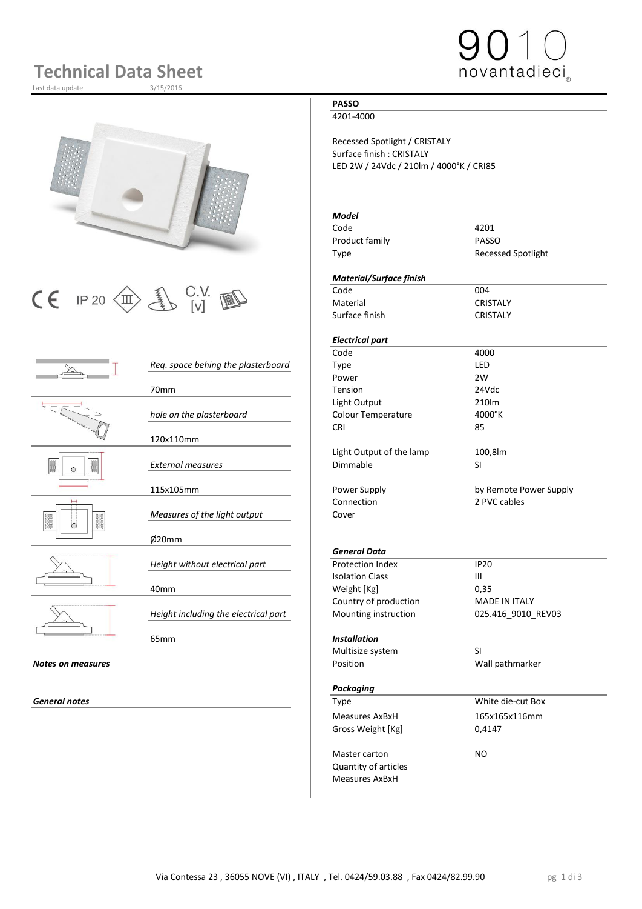# Technical Data Sheet

Last data update 3/15/2016

9010 novantadieci®

CE IP 20 C.V. [v]

| | |
|---|---|
| *Req. space behing the plasterboard* | 70mm |
| *hole on the plasterboard* | 120x110mm |
| *External measures* | 115x105mm |
| *Measures of the light output* | Ø20mm |
| *Height without electrical part* | 40mm |
| *Height including the electrical part* | 65mm |

***Notes on measures***

***General notes***

**PASSO**

4201-4000

Recessed Spotlight / CRISTALY
Surface finish : CRISTALY
LED 2W / 24Vdc / 210lm / 4000°K / CRI85

***Model***

| | |
|---|---|
| Code | 4201 |
| Product family | PASSO |
| Type | Recessed Spotlight |

***Material/Surface finish***

| | |
|---|---|
| Code | 004 |
| Material | CRISTALY |
| Surface finish | CRISTALY |

***Electrical part***

| | |
|---|---|
| Code | 4000 |
| Type | LED |
| Power | 2W |
| Tension | 24Vdc |
| Light Output | 210lm |
| Colour Temperature | 4000°K |
| CRI | 85 |
| Light Output of the lamp | 100,8lm |
| Dimmable | SI |
| Power Supply | by Remote Power Supply |
| Connection | 2 PVC cables |
| Cover | |

***General Data***

| | |
|---|---|
| Protection Index | IP20 |
| Isolation Class | III |
| Weight [Kg] | 0,35 |
| Country of production | MADE IN ITALY |
| Mounting instruction | 025.416_9010_REV03 |

***Installation***

| | |
|---|---|
| Multisize system | SI |
| Position | Wall pathmarker |

***Packaging***

| | |
|---|---|
| Type | White die-cut Box |
| Measures AxBxH | 165x165x116mm |
| Gross Weight [Kg] | 0,4147 |
| Master carton | NO |
| Quantity of articles | |
| Measures AxBxH | |

Via Contessa 23 , 36055 NOVE (VI) , ITALY , Tel. 0424/59.03.88 , Fax 0424/82.99.90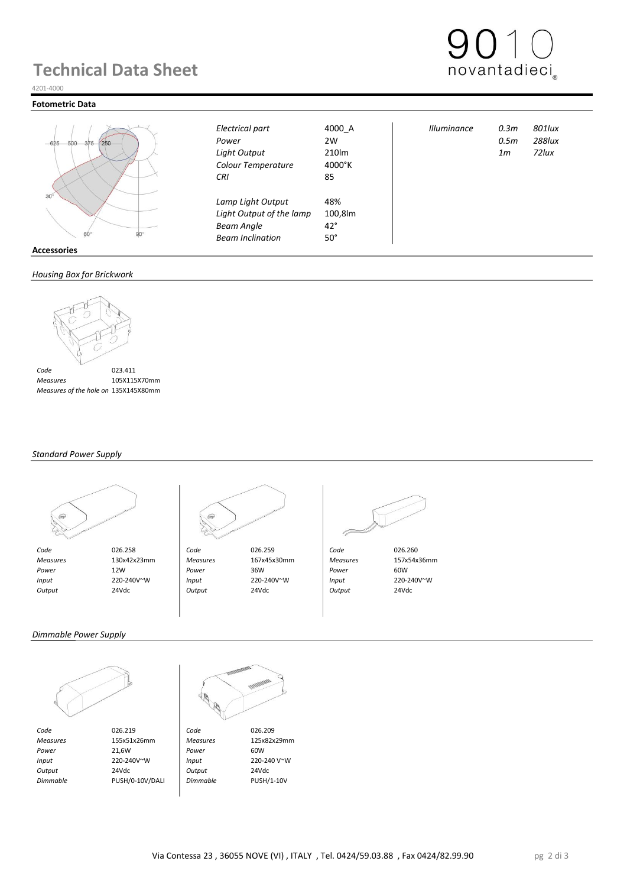# Technical Data Sheet

4201-4000

## Fotometric Data

| | | | | |
|---|---|---|---|---|
| *Electrical part* | 4000_A | *Illuminance* | *0.3m* | *801lux* |
| *Power* | 2W | | *0.5m* | *288lux* |
| *Light Output* | 210lm | | *1m* | *72lux* |
| *Colour Temperature* | 4000°K | | | |
| *CRI* | 85 | | | |
| *Lamp Light Output* | 48% | | | |
| *Light Output of the lamp* | 100,8lm | | | |
| *Beam Angle* | 42° | | | |
| *Beam Inclination* | 50° | | | |

## Accessories

### *Housing Box for Brickwork*

| | |
|---|---|
| *Code* | 023.411 |
| *Measures* | 105X115X70mm |
| *Measures of the hole on* | 135X145X80mm |

### *Standard Power Supply*

| | | | | | |
|---|---|---|---|---|---|
| *Code* | 026.258 | *Code* | 026.259 | *Code* | 026.260 |
| *Measures* | 130x42x23mm | *Measures* | 167x45x30mm | *Measures* | 157x54x36mm |
| *Power* | 12W | *Power* | 36W | *Power* | 60W |
| *Input* | 220-240V~W | *Input* | 220-240V~W | *Input* | 220-240V~W |
| *Output* | 24Vdc | *Output* | 24Vdc | *Output* | 24Vdc |

### *Dimmable Power Supply*

| | | | |
|---|---|---|---|
| *Code* | 026.219 | *Code* | 026.209 |
| *Measures* | 155x51x26mm | *Measures* | 125x82x29mm |
| *Power* | 21,6W | *Power* | 60W |
| *Input* | 220-240V~W | *Input* | 220-240 V~W |
| *Output* | 24Vdc | *Output* | 24Vdc |
| *Dimmable* | PUSH/0-10V/DALI | *Dimmable* | PUSH/1-10V |

Via Contessa 23 , 36055 NOVE (VI) , ITALY , Tel. 0424/59.03.88 , Fax 0424/82.99.90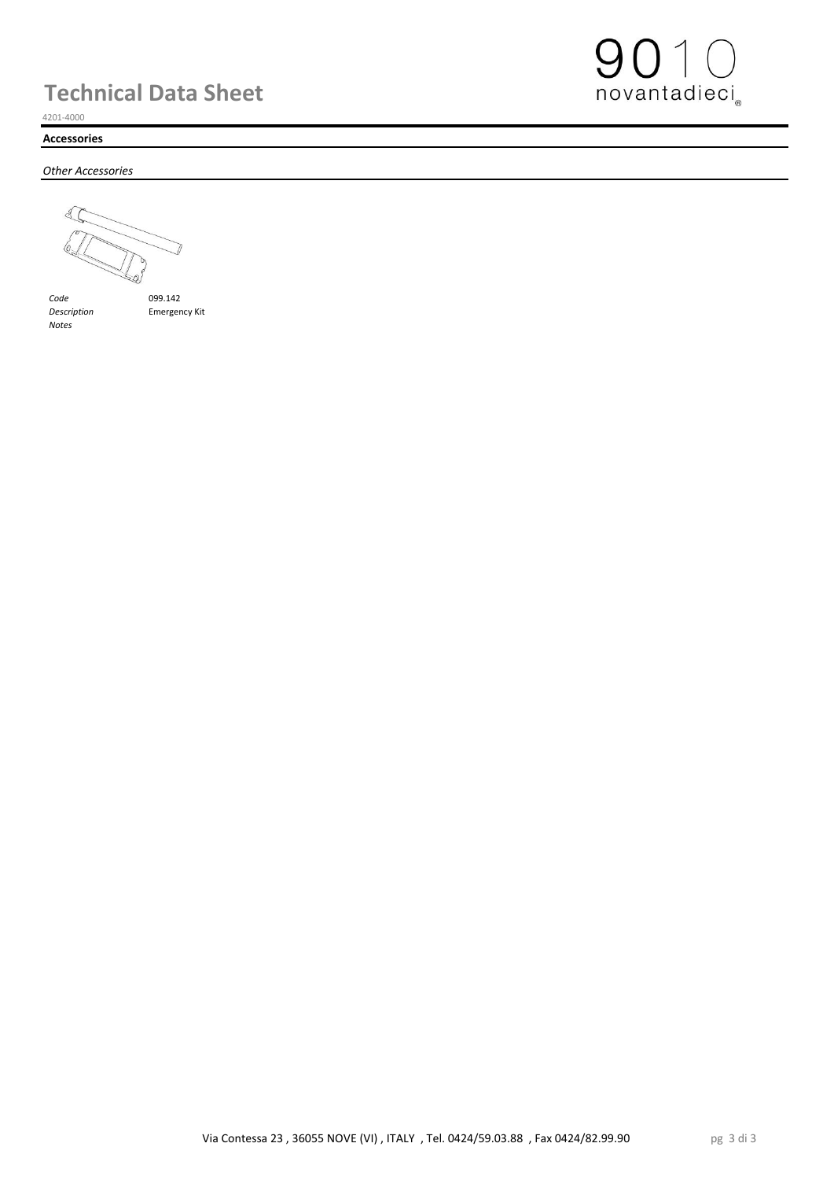# Technical Data Sheet

4201-4000

## Accessories

### *Other Accessories*

| | |
|---|---|
| *Code* | 099.142 |
| *Description* | Emergency Kit |
| *Notes* | |

Via Contessa 23 , 36055 NOVE (VI) , ITALY , Tel. 0424/59.03.88 , Fax 0424/82.99.90